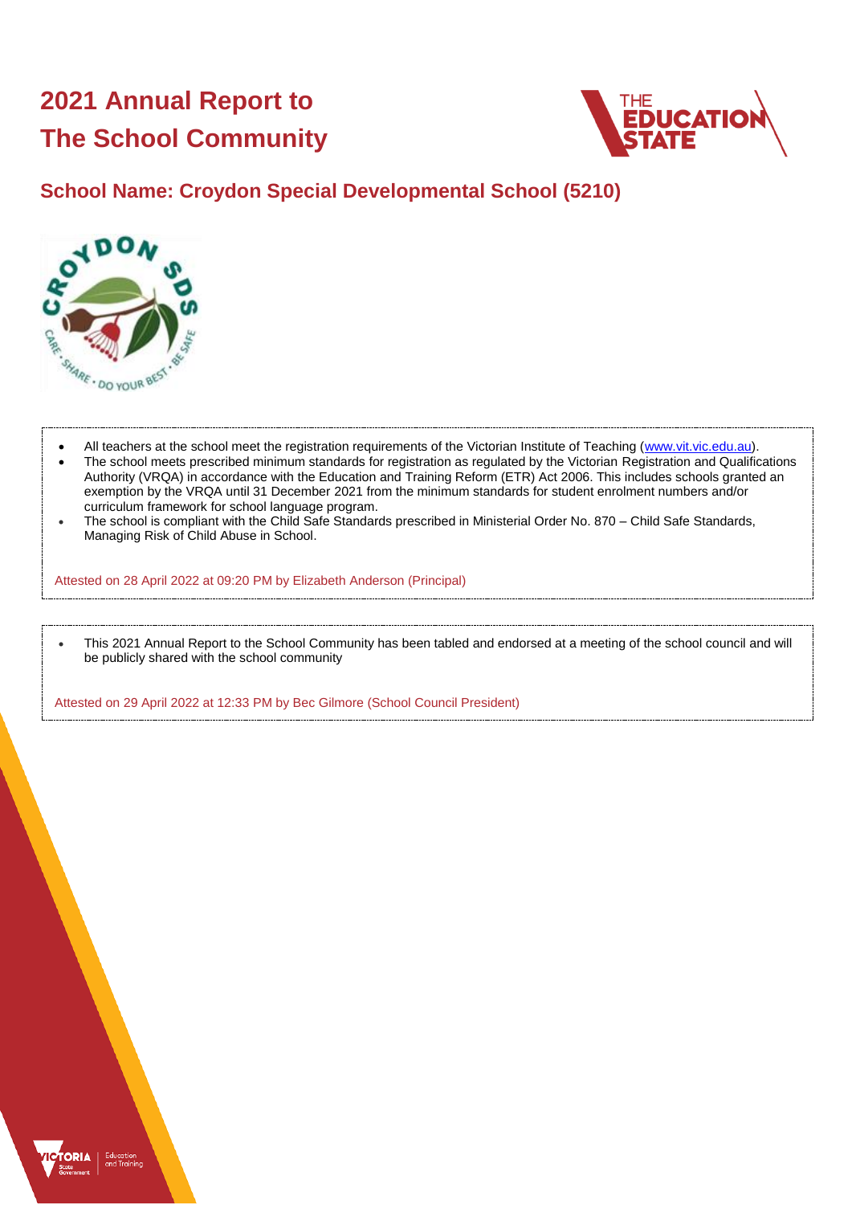# 2021 Annual Report to The School Community

## School Name: Croydon Special Developmental School (5210)

- All teachers at the school meet the registration requirements of the Victorian Institute of Teaching (www.vit.vic.edu.au).
- The school meets prescribed minimum standards for registration as regulated by the Victorian Registration and Qualifications Authority (VRQA) in accordance with the Education and Training Reform (ETR) Act 2006. This includes schools granted an exemption by the VRQA until 31 December 2021 from the minimum standards for student enrolment numbers and/or curriculum framework for school language program.
- The school is compliant with the Child Safe Standards prescribed in Ministerial Order No. 870 – Child Safe Standards, Managing Risk of Child Abuse in School.

Attested on 28 April 2022 at 09:20 PM by Elizabeth Anderson (Principal)

- This 2021 Annual Report to the School Community has been tabled and endorsed at a meeting of the school council and will be publicly shared with the school community

Attested on 29 April 2022 at 12:33 PM by Bec Gilmore (School Council President)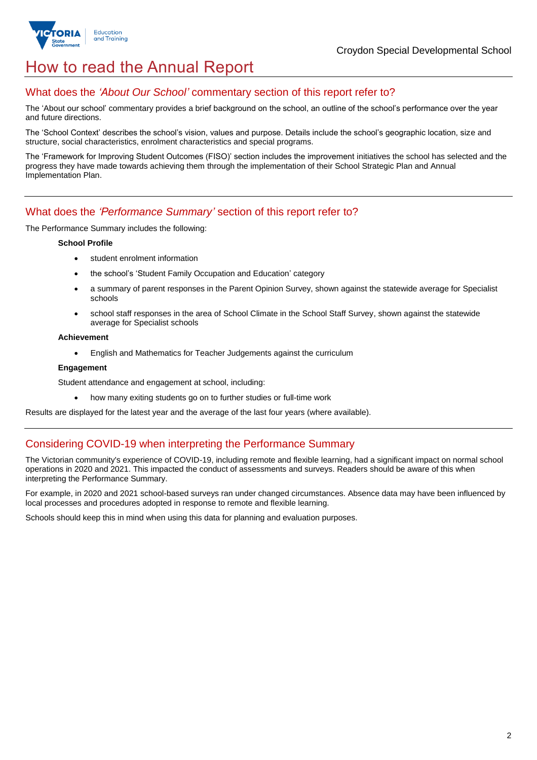# How to read the Annual Report

## What does the *'About Our School'* commentary section of this report refer to?

The 'About our school' commentary provides a brief background on the school, an outline of the school's performance over the year and future directions.

The 'School Context' describes the school's vision, values and purpose. Details include the school's geographic location, size and structure, social characteristics, enrolment characteristics and special programs.

The 'Framework for Improving Student Outcomes (FISO)' section includes the improvement initiatives the school has selected and the progress they have made towards achieving them through the implementation of their School Strategic Plan and Annual Implementation Plan.

## What does the *'Performance Summary'* section of this report refer to?

The Performance Summary includes the following:

**School Profile**

- student enrolment information
- the school's 'Student Family Occupation and Education' category
- a summary of parent responses in the Parent Opinion Survey, shown against the statewide average for Specialist schools
- school staff responses in the area of School Climate in the School Staff Survey, shown against the statewide average for Specialist schools

**Achievement**

- English and Mathematics for Teacher Judgements against the curriculum

**Engagement**

Student attendance and engagement at school, including:

- how many exiting students go on to further studies or full-time work

Results are displayed for the latest year and the average of the last four years (where available).

## Considering COVID-19 when interpreting the Performance Summary

The Victorian community's experience of COVID-19, including remote and flexible learning, had a significant impact on normal school operations in 2020 and 2021. This impacted the conduct of assessments and surveys. Readers should be aware of this when interpreting the Performance Summary.

For example, in 2020 and 2021 school-based surveys ran under changed circumstances. Absence data may have been influenced by local processes and procedures adopted in response to remote and flexible learning.

Schools should keep this in mind when using this data for planning and evaluation purposes.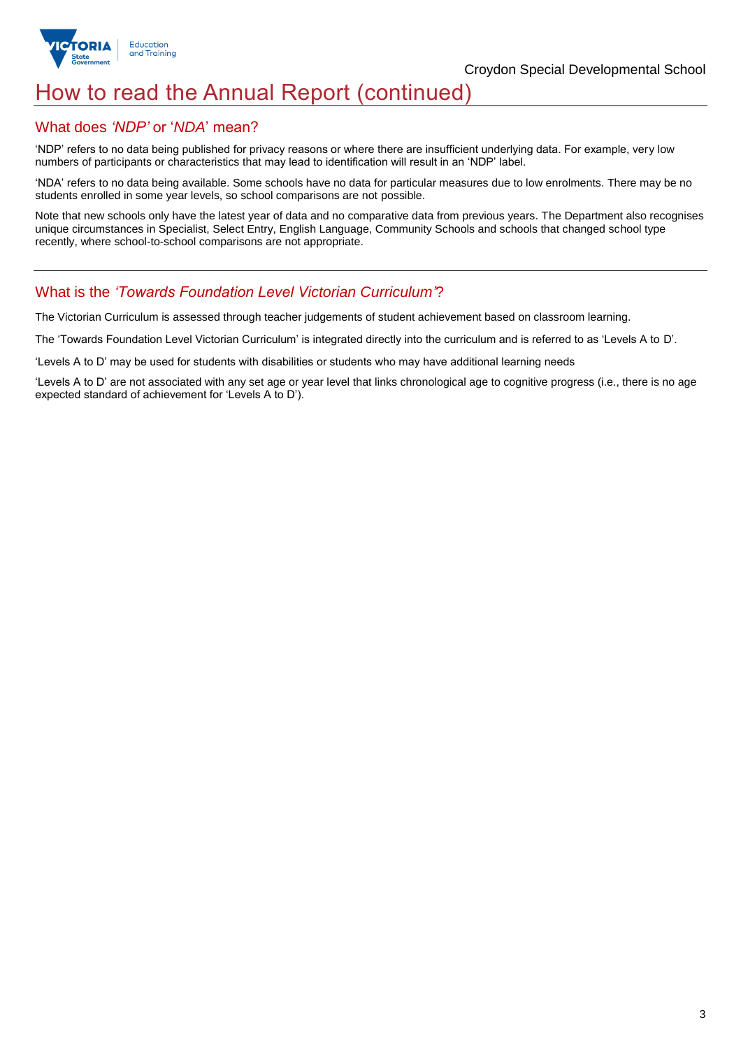# How to read the Annual Report (continued)

## What does *'NDP'* or '*NDA*' mean?

'NDP' refers to no data being published for privacy reasons or where there are insufficient underlying data. For example, very low numbers of participants or characteristics that may lead to identification will result in an 'NDP' label.

'NDA' refers to no data being available. Some schools have no data for particular measures due to low enrolments. There may be no students enrolled in some year levels, so school comparisons are not possible.

Note that new schools only have the latest year of data and no comparative data from previous years. The Department also recognises unique circumstances in Specialist, Select Entry, English Language, Community Schools and schools that changed school type recently, where school-to-school comparisons are not appropriate.

## What is the *'Towards Foundation Level Victorian Curriculum'*?

The Victorian Curriculum is assessed through teacher judgements of student achievement based on classroom learning.

The 'Towards Foundation Level Victorian Curriculum' is integrated directly into the curriculum and is referred to as 'Levels A to D'.

'Levels A to D' may be used for students with disabilities or students who may have additional learning needs

'Levels A to D' are not associated with any set age or year level that links chronological age to cognitive progress (i.e., there is no age expected standard of achievement for 'Levels A to D').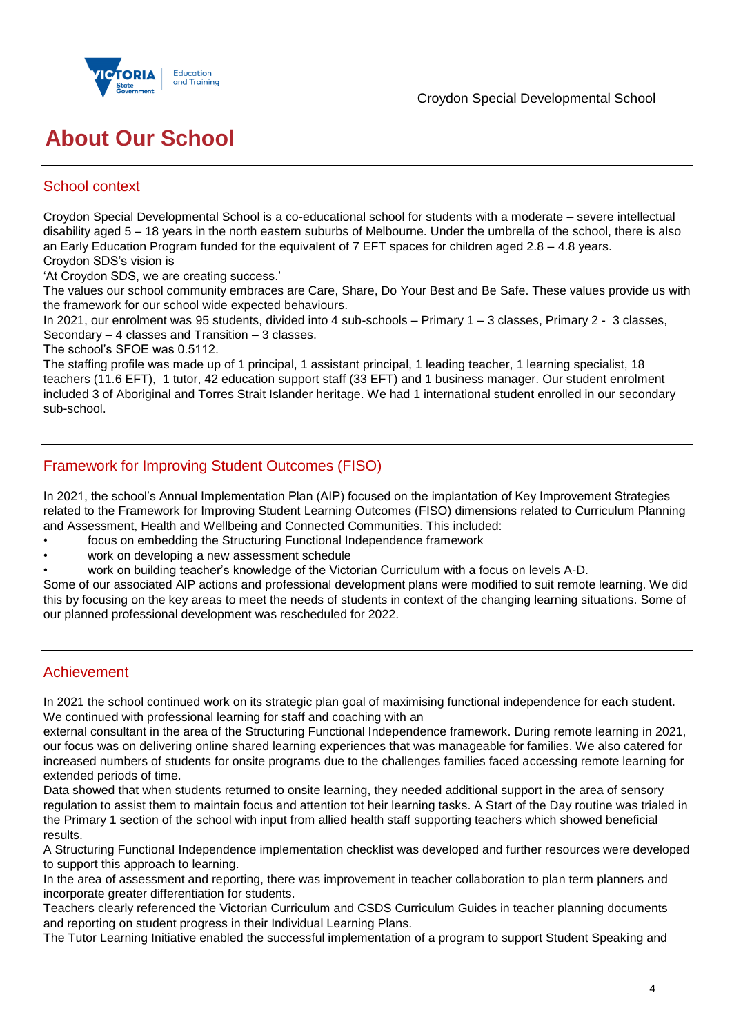# About Our School

## School context

Croydon Special Developmental School is a co-educational school for students with a moderate – severe intellectual disability aged 5 – 18 years in the north eastern suburbs of Melbourne. Under the umbrella of the school, there is also an Early Education Program funded for the equivalent of 7 EFT spaces for children aged 2.8 – 4.8 years.
Croydon SDS's vision is
'At Croydon SDS, we are creating success.'
The values our school community embraces are Care, Share, Do Your Best and Be Safe. These values provide us with the framework for our school wide expected behaviours.
In 2021, our enrolment was 95 students, divided into 4 sub-schools – Primary 1 – 3 classes, Primary 2 - 3 classes, Secondary – 4 classes and Transition – 3 classes.
The school's SFOE was 0.5112.
The staffing profile was made up of 1 principal, 1 assistant principal, 1 leading teacher, 1 learning specialist, 18 teachers (11.6 EFT), 1 tutor, 42 education support staff (33 EFT) and 1 business manager. Our student enrolment included 3 of Aboriginal and Torres Strait Islander heritage. We had 1 international student enrolled in our secondary sub-school.

## Framework for Improving Student Outcomes (FISO)

In 2021, the school's Annual Implementation Plan (AIP) focused on the implantation of Key Improvement Strategies related to the Framework for Improving Student Learning Outcomes (FISO) dimensions related to Curriculum Planning and Assessment, Health and Wellbeing and Connected Communities. This included:

- focus on embedding the Structuring Functional Independence framework
- work on developing a new assessment schedule
- work on building teacher's knowledge of the Victorian Curriculum with a focus on levels A-D.

Some of our associated AIP actions and professional development plans were modified to suit remote learning. We did this by focusing on the key areas to meet the needs of students in context of the changing learning situations. Some of our planned professional development was rescheduled for 2022.

## Achievement

In 2021 the school continued work on its strategic plan goal of maximising functional independence for each student. We continued with professional learning for staff and coaching with an
external consultant in the area of the Structuring Functional Independence framework. During remote learning in 2021, our focus was on delivering online shared learning experiences that was manageable for families. We also catered for increased numbers of students for onsite programs due to the challenges families faced accessing remote learning for extended periods of time.
Data showed that when students returned to onsite learning, they needed additional support in the area of sensory regulation to assist them to maintain focus and attention tot heir learning tasks. A Start of the Day routine was trialed in the Primary 1 section of the school with input from allied health staff supporting teachers which showed beneficial results.
A Structuring Functional Independence implementation checklist was developed and further resources were developed to support this approach to learning.
In the area of assessment and reporting, there was improvement in teacher collaboration to plan term planners and incorporate greater differentiation for students.
Teachers clearly referenced the Victorian Curriculum and CSDS Curriculum Guides in teacher planning documents and reporting on student progress in their Individual Learning Plans.
The Tutor Learning Initiative enabled the successful implementation of a program to support Student Speaking and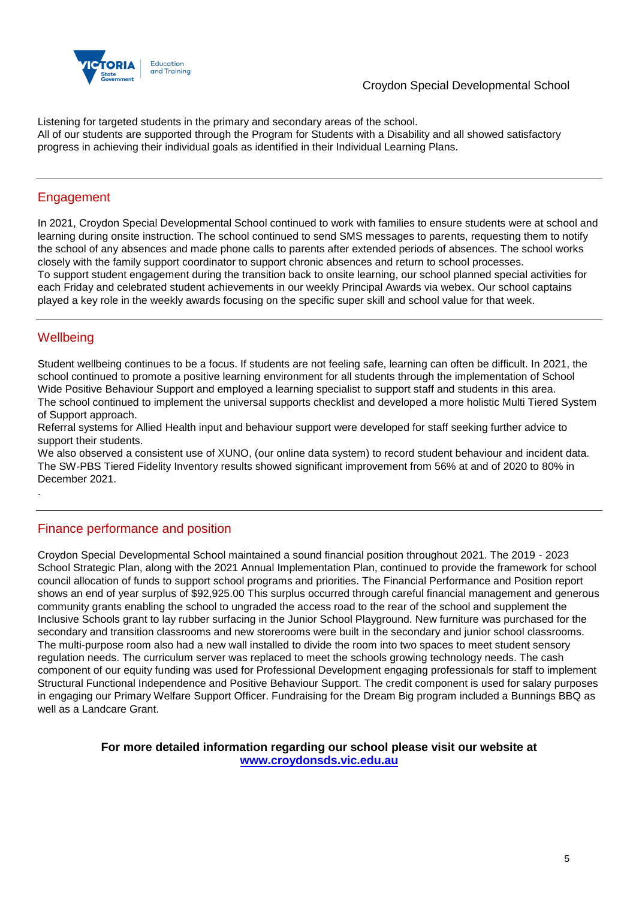Listening for targeted students in the primary and secondary areas of the school.
All of our students are supported through the Program for Students with a Disability and all showed satisfactory progress in achieving their individual goals as identified in their Individual Learning Plans.

## Engagement

In 2021, Croydon Special Developmental School continued to work with families to ensure students were at school and learning during onsite instruction. The school continued to send SMS messages to parents, requesting them to notify the school of any absences and made phone calls to parents after extended periods of absences. The school works closely with the family support coordinator to support chronic absences and return to school processes.
To support student engagement during the transition back to onsite learning, our school planned special activities for each Friday and celebrated student achievements in our weekly Principal Awards via webex. Our school captains played a key role in the weekly awards focusing on the specific super skill and school value for that week.

## Wellbeing

Student wellbeing continues to be a focus. If students are not feeling safe, learning can often be difficult. In 2021, the school continued to promote a positive learning environment for all students through the implementation of School Wide Positive Behaviour Support and employed a learning specialist to support staff and students in this area.
The school continued to implement the universal supports checklist and developed a more holistic Multi Tiered System of Support approach.
Referral systems for Allied Health input and behaviour support were developed for staff seeking further advice to support their students.
We also observed a consistent use of XUNO, (our online data system) to record student behaviour and incident data.
The SW-PBS Tiered Fidelity Inventory results showed significant improvement from 56% at and of 2020 to 80% in December 2021.

.

## Finance performance and position

Croydon Special Developmental School maintained a sound financial position throughout 2021. The 2019 - 2023 School Strategic Plan, along with the 2021 Annual Implementation Plan, continued to provide the framework for school council allocation of funds to support school programs and priorities. The Financial Performance and Position report shows an end of year surplus of $92,925.00 This surplus occurred through careful financial management and generous community grants enabling the school to ungraded the access road to the rear of the school and supplement the Inclusive Schools grant to lay rubber surfacing in the Junior School Playground. New furniture was purchased for the secondary and transition classrooms and new storerooms were built in the secondary and junior school classrooms. The multi-purpose room also had a new wall installed to divide the room into two spaces to meet student sensory regulation needs. The curriculum server was replaced to meet the schools growing technology needs. The cash component of our equity funding was used for Professional Development engaging professionals for staff to implement Structural Functional Independence and Positive Behaviour Support. The credit component is used for salary purposes in engaging our Primary Welfare Support Officer. Fundraising for the Dream Big program included a Bunnings BBQ as well as a Landcare Grant.

**For more detailed information regarding our school please visit our website at [www.croydonsds.vic.edu.au](www.croydonsds.vic.edu.au)**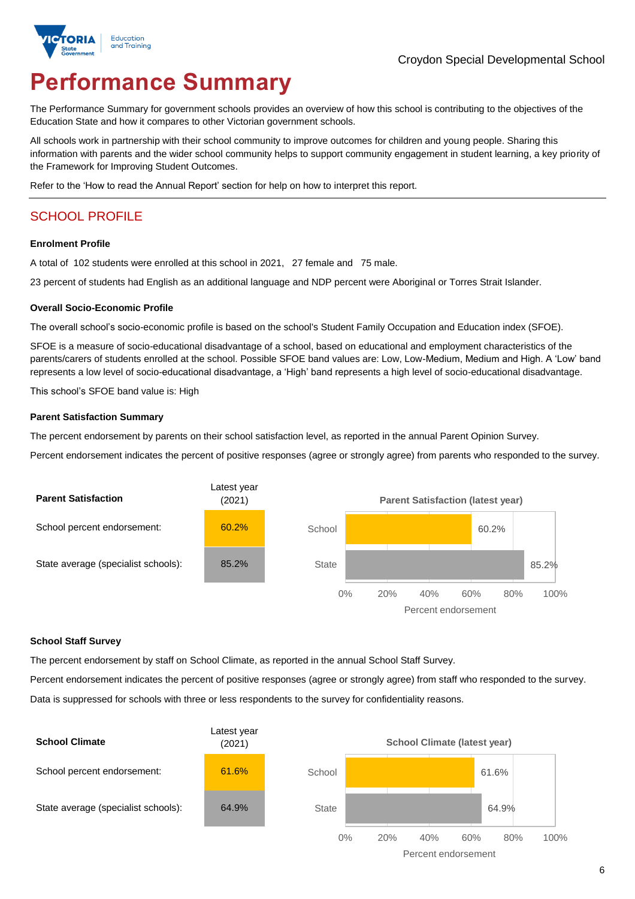Croydon Special Developmental School

# Performance Summary

The Performance Summary for government schools provides an overview of how this school is contributing to the objectives of the Education State and how it compares to other Victorian government schools.

All schools work in partnership with their school community to improve outcomes for children and young people. Sharing this information with parents and the wider school community helps to support community engagement in student learning, a key priority of the Framework for Improving Student Outcomes.

Refer to the 'How to read the Annual Report' section for help on how to interpret this report.

## SCHOOL PROFILE

### Enrolment Profile

A total of 102 students were enrolled at this school in 2021, 27 female and 75 male.

23 percent of students had English as an additional language and NDP percent were Aboriginal or Torres Strait Islander.

### Overall Socio-Economic Profile

The overall school's socio-economic profile is based on the school's Student Family Occupation and Education index (SFOE).

SFOE is a measure of socio-educational disadvantage of a school, based on educational and employment characteristics of the parents/carers of students enrolled at the school. Possible SFOE band values are: Low, Low-Medium, Medium and High. A 'Low' band represents a low level of socio-educational disadvantage, a 'High' band represents a high level of socio-educational disadvantage.

This school's SFOE band value is: High

### Parent Satisfaction Summary

The percent endorsement by parents on their school satisfaction level, as reported in the annual Parent Opinion Survey.

Percent endorsement indicates the percent of positive responses (agree or strongly agree) from parents who responded to the survey.

| Parent Satisfaction | Latest year (2021) |
|---|---|
| School percent endorsement: | 60.2% |
| State average (specialist schools): | 85.2% |

### School Staff Survey

The percent endorsement by staff on School Climate, as reported in the annual School Staff Survey.

Percent endorsement indicates the percent of positive responses (agree or strongly agree) from staff who responded to the survey.

Data is suppressed for schools with three or less respondents to the survey for confidentiality reasons.

| School Climate | Latest year (2021) |
|---|---|
| School percent endorsement: | 61.6% |
| State average (specialist schools): | 64.9% |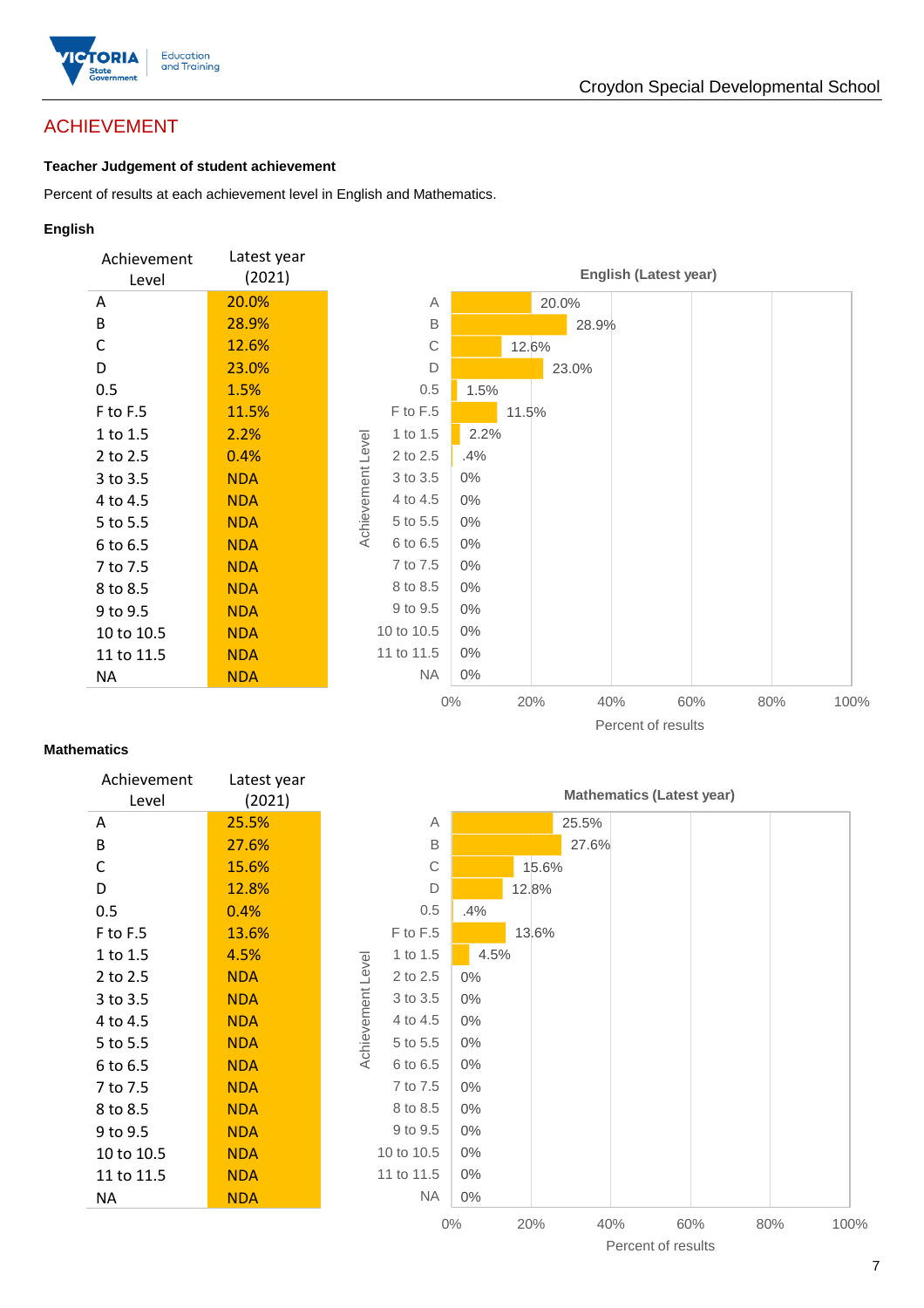# ACHIEVEMENT

### Teacher Judgement of student achievement

Percent of results at each achievement level in English and Mathematics.

#### English

| Achievement Level | Latest year (2021) |
|---|---|
| A | 20.0% |
| B | 28.9% |
| C | 12.6% |
| D | 23.0% |
| 0.5 | 1.5% |
| F to F.5 | 11.5% |
| 1 to 1.5 | 2.2% |
| 2 to 2.5 | 0.4% |
| 3 to 3.5 | NDA |
| 4 to 4.5 | NDA |
| 5 to 5.5 | NDA |
| 6 to 6.5 | NDA |
| 7 to 7.5 | NDA |
| 8 to 8.5 | NDA |
| 9 to 9.5 | NDA |
| 10 to 10.5 | NDA |
| 11 to 11.5 | NDA |
| NA | NDA |

**English (Latest year)**

| Achievement Level | Percent of results |
|---|---|
| A | 20.0% |
| B | 28.9% |
| C | 12.6% |
| D | 23.0% |
| 0.5 | 1.5% |
| F to F.5 | 11.5% |
| 1 to 1.5 | 2.2% |
| 2 to 2.5 | .4% |
| 3 to 3.5 | 0% |
| 4 to 4.5 | 0% |
| 5 to 5.5 | 0% |
| 6 to 6.5 | 0% |
| 7 to 7.5 | 0% |
| 8 to 8.5 | 0% |
| 9 to 9.5 | 0% |
| 10 to 10.5 | 0% |
| 11 to 11.5 | 0% |
| NA | 0% |

#### Mathematics

| Achievement Level | Latest year (2021) |
|---|---|
| A | 25.5% |
| B | 27.6% |
| C | 15.6% |
| D | 12.8% |
| 0.5 | 0.4% |
| F to F.5 | 13.6% |
| 1 to 1.5 | 4.5% |
| 2 to 2.5 | NDA |
| 3 to 3.5 | NDA |
| 4 to 4.5 | NDA |
| 5 to 5.5 | NDA |
| 6 to 6.5 | NDA |
| 7 to 7.5 | NDA |
| 8 to 8.5 | NDA |
| 9 to 9.5 | NDA |
| 10 to 10.5 | NDA |
| 11 to 11.5 | NDA |
| NA | NDA |

**Mathematics (Latest year)**

| Achievement Level | Percent of results |
|---|---|
| A | 25.5% |
| B | 27.6% |
| C | 15.6% |
| D | 12.8% |
| 0.5 | .4% |
| F to F.5 | 13.6% |
| 1 to 1.5 | 4.5% |
| 2 to 2.5 | 0% |
| 3 to 3.5 | 0% |
| 4 to 4.5 | 0% |
| 5 to 5.5 | 0% |
| 6 to 6.5 | 0% |
| 7 to 7.5 | 0% |
| 8 to 8.5 | 0% |
| 9 to 9.5 | 0% |
| 10 to 10.5 | 0% |
| 11 to 11.5 | 0% |
| NA | 0% |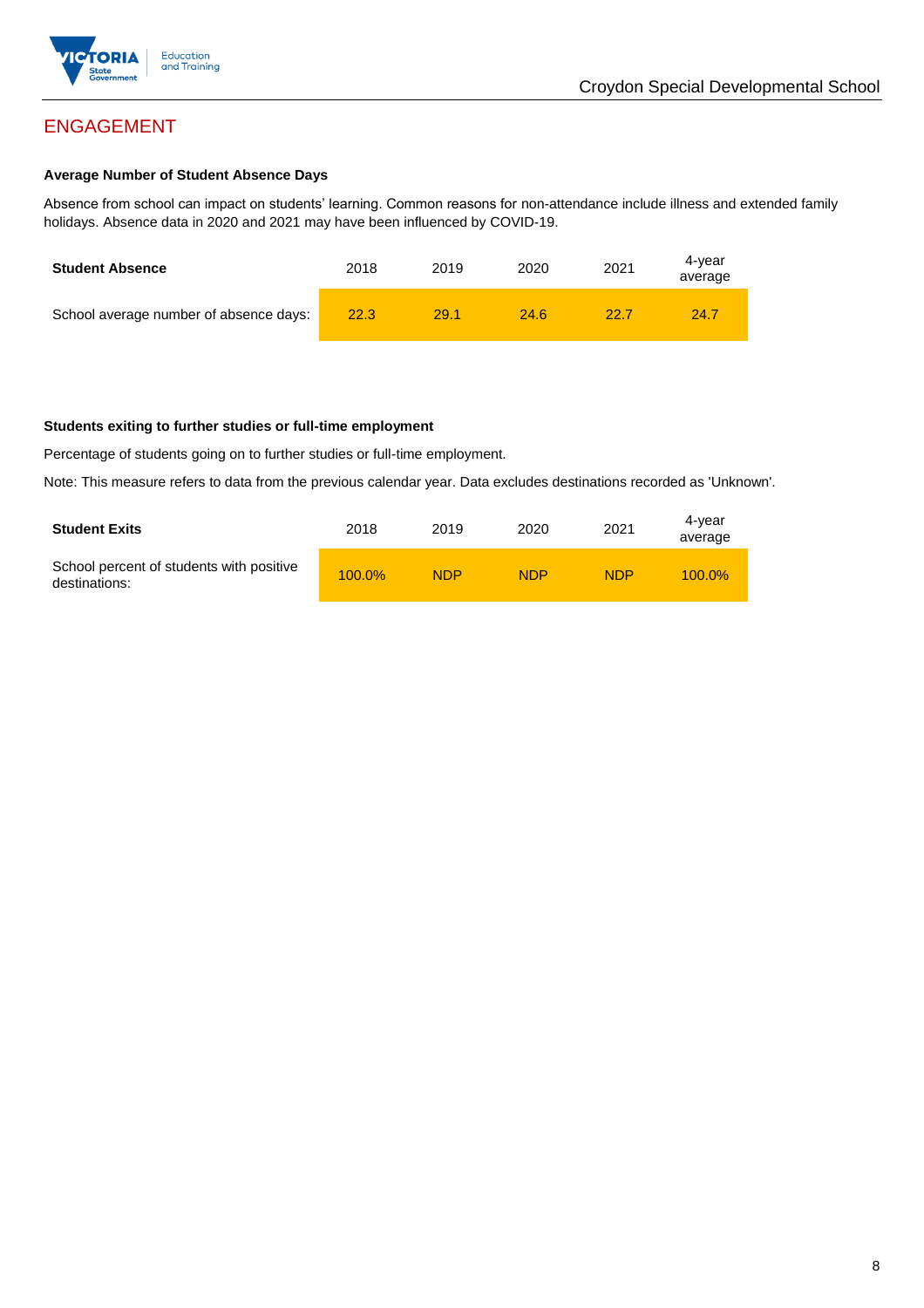## ENGAGEMENT

**Average Number of Student Absence Days**

Absence from school can impact on students' learning. Common reasons for non-attendance include illness and extended family holidays. Absence data in 2020 and 2021 may have been influenced by COVID-19.

| Student Absence | 2018 | 2019 | 2020 | 2021 | 4-year average |
|---|---|---|---|---|---|
| School average number of absence days: | 22.3 | 29.1 | 24.6 | 22.7 | 24.7 |

**Students exiting to further studies or full-time employment**

Percentage of students going on to further studies or full-time employment.

Note: This measure refers to data from the previous calendar year. Data excludes destinations recorded as 'Unknown'.

| Student Exits | 2018 | 2019 | 2020 | 2021 | 4-year average |
|---|---|---|---|---|---|
| School percent of students with positive destinations: | 100.0% | NDP | NDP | NDP | 100.0% |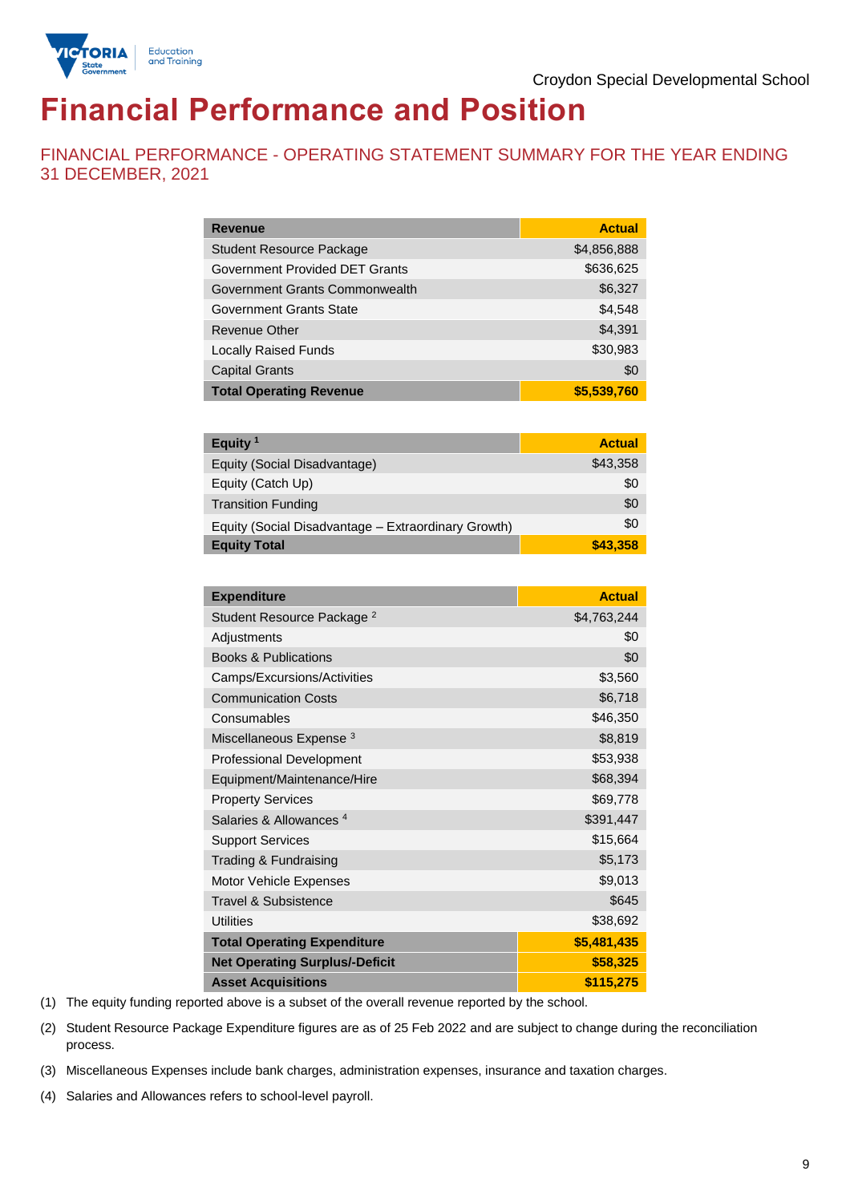Croydon Special Developmental School

# Financial Performance and Position

## FINANCIAL PERFORMANCE - OPERATING STATEMENT SUMMARY FOR THE YEAR ENDING 31 DECEMBER, 2021

| Revenue | Actual |
|---|---|
| Student Resource Package | $4,856,888 |
| Government Provided DET Grants | $636,625 |
| Government Grants Commonwealth | $6,327 |
| Government Grants State | $4,548 |
| Revenue Other | $4,391 |
| Locally Raised Funds | $30,983 |
| Capital Grants | $0 |
| **Total Operating Revenue** | **$5,539,760** |

| Equity [1] | Actual |
|---|---|
| Equity (Social Disadvantage) | $43,358 |
| Equity (Catch Up) | $0 |
| Transition Funding | $0 |
| Equity (Social Disadvantage – Extraordinary Growth) | $0 |
| **Equity Total** | **$43,358** |

| Expenditure | Actual |
|---|---|
| Student Resource Package [2] | $4,763,244 |
| Adjustments | $0 |
| Books & Publications | $0 |
| Camps/Excursions/Activities | $3,560 |
| Communication Costs | $6,718 |
| Consumables | $46,350 |
| Miscellaneous Expense [3] | $8,819 |
| Professional Development | $53,938 |
| Equipment/Maintenance/Hire | $68,394 |
| Property Services | $69,778 |
| Salaries & Allowances [4] | $391,447 |
| Support Services | $15,664 |
| Trading & Fundraising | $5,173 |
| Motor Vehicle Expenses | $9,013 |
| Travel & Subsistence | $645 |
| Utilities | $38,692 |
| **Total Operating Expenditure** | **$5,481,435** |
| **Net Operating Surplus/-Deficit** | **$58,325** |
| **Asset Acquisitions** | **$115,275** |

(1) The equity funding reported above is a subset of the overall revenue reported by the school.

(2) Student Resource Package Expenditure figures are as of 25 Feb 2022 and are subject to change during the reconciliation process.

(3) Miscellaneous Expenses include bank charges, administration expenses, insurance and taxation charges.

(4) Salaries and Allowances refers to school-level payroll.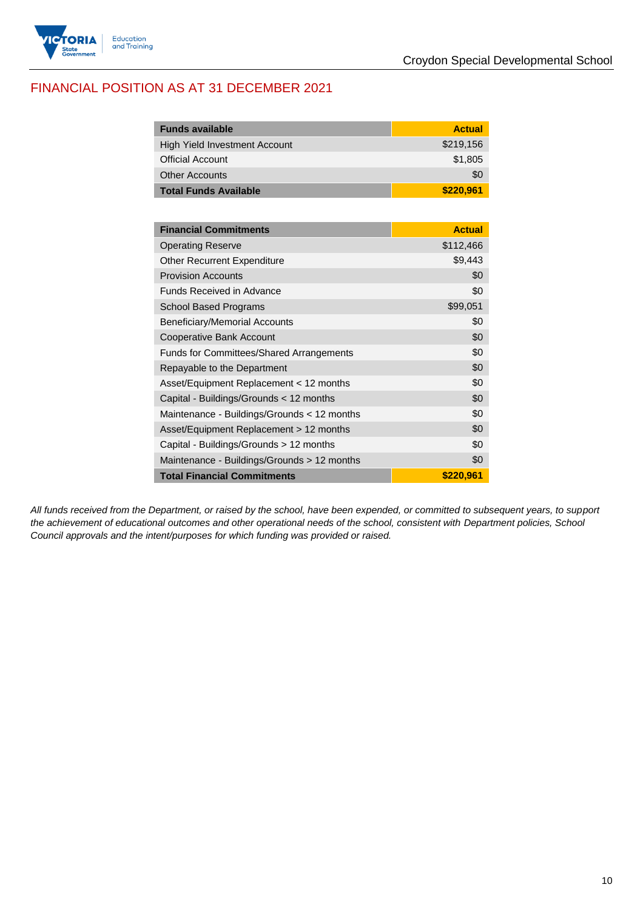# FINANCIAL POSITION AS AT 31 DECEMBER 2021

| Funds available | Actual |
|---|---|
| High Yield Investment Account | $219,156 |
| Official Account | $1,805 |
| Other Accounts | $0 |
| **Total Funds Available** | **$220,961** |

| Financial Commitments | Actual |
|---|---|
| Operating Reserve | $112,466 |
| Other Recurrent Expenditure | $9,443 |
| Provision Accounts | $0 |
| Funds Received in Advance | $0 |
| School Based Programs | $99,051 |
| Beneficiary/Memorial Accounts | $0 |
| Cooperative Bank Account | $0 |
| Funds for Committees/Shared Arrangements | $0 |
| Repayable to the Department | $0 |
| Asset/Equipment Replacement < 12 months | $0 |
| Capital - Buildings/Grounds < 12 months | $0 |
| Maintenance - Buildings/Grounds < 12 months | $0 |
| Asset/Equipment Replacement > 12 months | $0 |
| Capital - Buildings/Grounds > 12 months | $0 |
| Maintenance - Buildings/Grounds > 12 months | $0 |
| **Total Financial Commitments** | **$220,961** |

*All funds received from the Department, or raised by the school, have been expended, or committed to subsequent years, to support the achievement of educational outcomes and other operational needs of the school, consistent with Department policies, School Council approvals and the intent/purposes for which funding was provided or raised.*